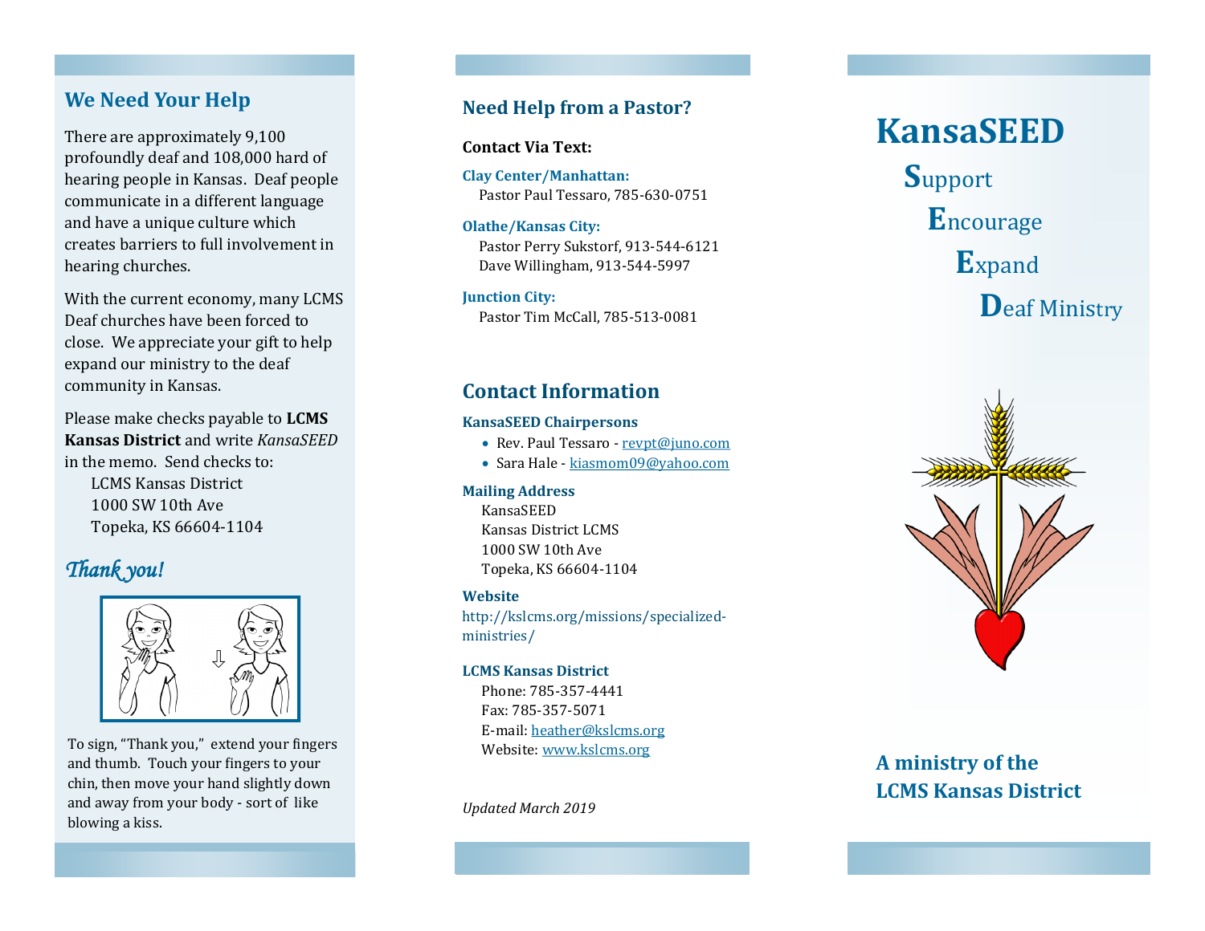## We Need Your Help

There are approximately 9,100 profoundly deaf and 108,000 hard of hearing people in Kansas. Deaf people communicate in a different language and have a unique culture which creates barriers to full involvement in hearing churches.

With the current economy, many LCMS Deaf churches have been forced to close. We appreciate your gift to help expand our ministry to the deaf community in Kansas.

Please make checks payable to **LCMS Kansas District** and write *KansaSEED* in the memo. Send checks to:

LCMS Kansas District
1000 SW 10th Ave
Topeka, KS 66604-1104

### *Thank you!*

To sign, "Thank you," extend your fingers and thumb. Touch your fingers to your chin, then move your hand slightly down and away from your body - sort of like blowing a kiss.

## Need Help from a Pastor?

**Contact Via Text:**

**Clay Center/Manhattan:**
Pastor Paul Tessaro, 785-630-0751

**Olathe/Kansas City:**
Pastor Perry Sukstorf, 913-544-6121
Dave Willingham, 913-544-5997

**Junction City:**
Pastor Tim McCall, 785-513-0081

## Contact Information

**KansaSEED Chairpersons**

- Rev. Paul Tessaro - revpt@juno.com
- Sara Hale - kiasmom09@yahoo.com

**Mailing Address**

KansaSEED
Kansas District LCMS
1000 SW 10th Ave
Topeka, KS 66604-1104

**Website**

http://kslcms.org/missions/specialized-ministries/

**LCMS Kansas District**

Phone: 785-357-4441
Fax: 785-357-5071
E-mail: heather@kslcms.org
Website: www.kslcms.org

*Updated March 2019*

# KansaSEED

**S**upport
**E**ncourage
**E**xpand
**D**eaf Ministry

**A ministry of the LCMS Kansas District**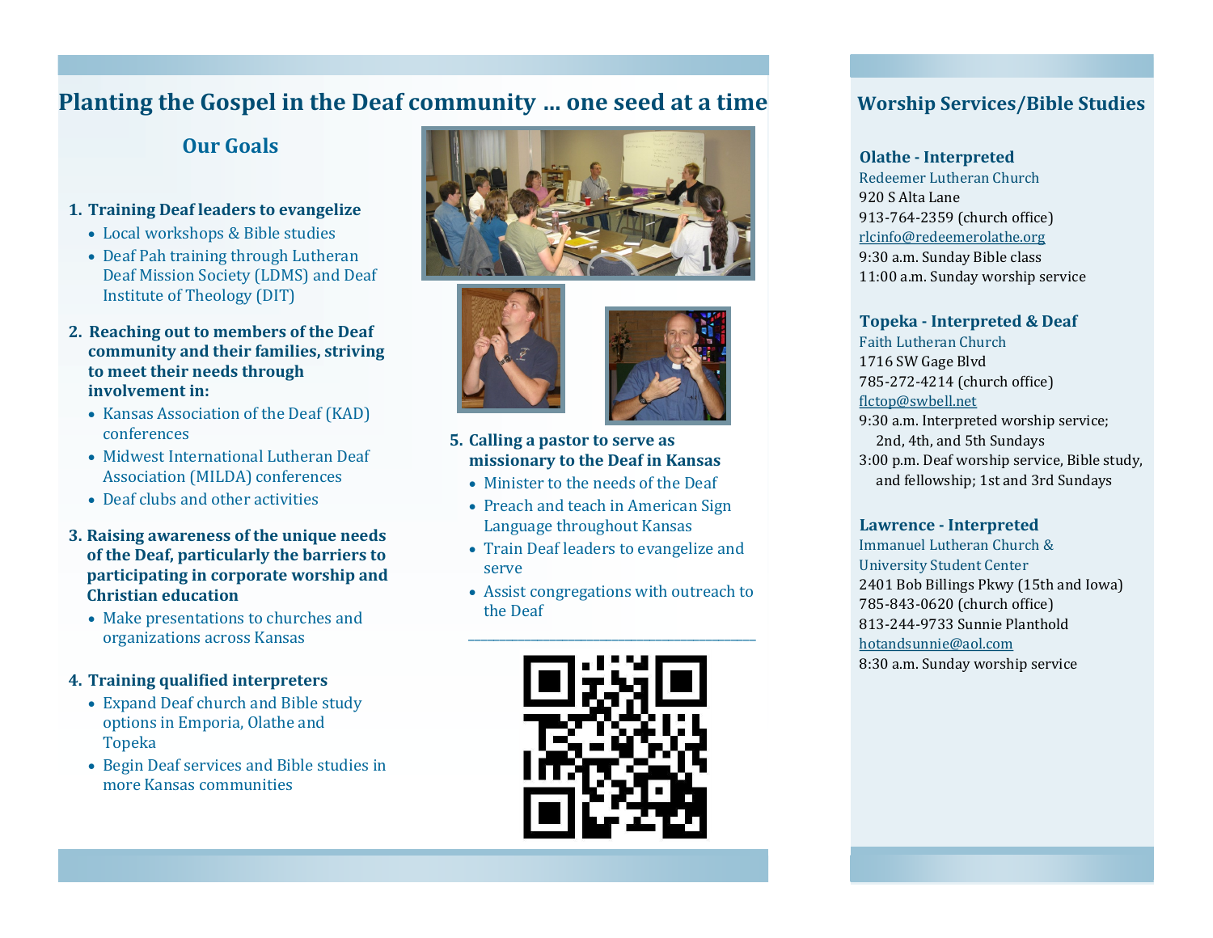# Planting the Gospel in the Deaf community ... one seed at a time

## Our Goals

1. **Training Deaf leaders to evangelize**
   - Local workshops & Bible studies
   - Deaf Pah training through Lutheran Deaf Mission Society (LDMS) and Deaf Institute of Theology (DIT)
2. **Reaching out to members of the Deaf community and their families, striving to meet their needs through involvement in:**
   - Kansas Association of the Deaf (KAD) conferences
   - Midwest International Lutheran Deaf Association (MILDA) conferences
   - Deaf clubs and other activities
3. **Raising awareness of the unique needs of the Deaf, particularly the barriers to participating in corporate worship and Christian education**
   - Make presentations to churches and organizations across Kansas
4. **Training qualified interpreters**
   - Expand Deaf church and Bible study options in Emporia, Olathe and Topeka
   - Begin Deaf services and Bible studies in more Kansas communities
5. **Calling a pastor to serve as missionary to the Deaf in Kansas**
   - Minister to the needs of the Deaf
   - Preach and teach in American Sign Language throughout Kansas
   - Train Deaf leaders to evangelize and serve
   - Assist congregations with outreach to the Deaf

## Worship Services/Bible Studies

### Olathe - Interpreted

Redeemer Lutheran Church
920 S Alta Lane
913-764-2359 (church office)
rlcinfo@redeemerolathe.org
9:30 a.m. Sunday Bible class
11:00 a.m. Sunday worship service

### Topeka - Interpreted & Deaf

Faith Lutheran Church
1716 SW Gage Blvd
785-272-4214 (church office)
flctop@swbell.net
9:30 a.m. Interpreted worship service; 2nd, 4th, and 5th Sundays
3:00 p.m. Deaf worship service, Bible study, and fellowship; 1st and 3rd Sundays

### Lawrence - Interpreted

Immanuel Lutheran Church & University Student Center
2401 Bob Billings Pkwy (15th and Iowa)
785-843-0620 (church office)
813-244-9733 Sunnie Planthold
hotandsunnie@aol.com
8:30 a.m. Sunday worship service